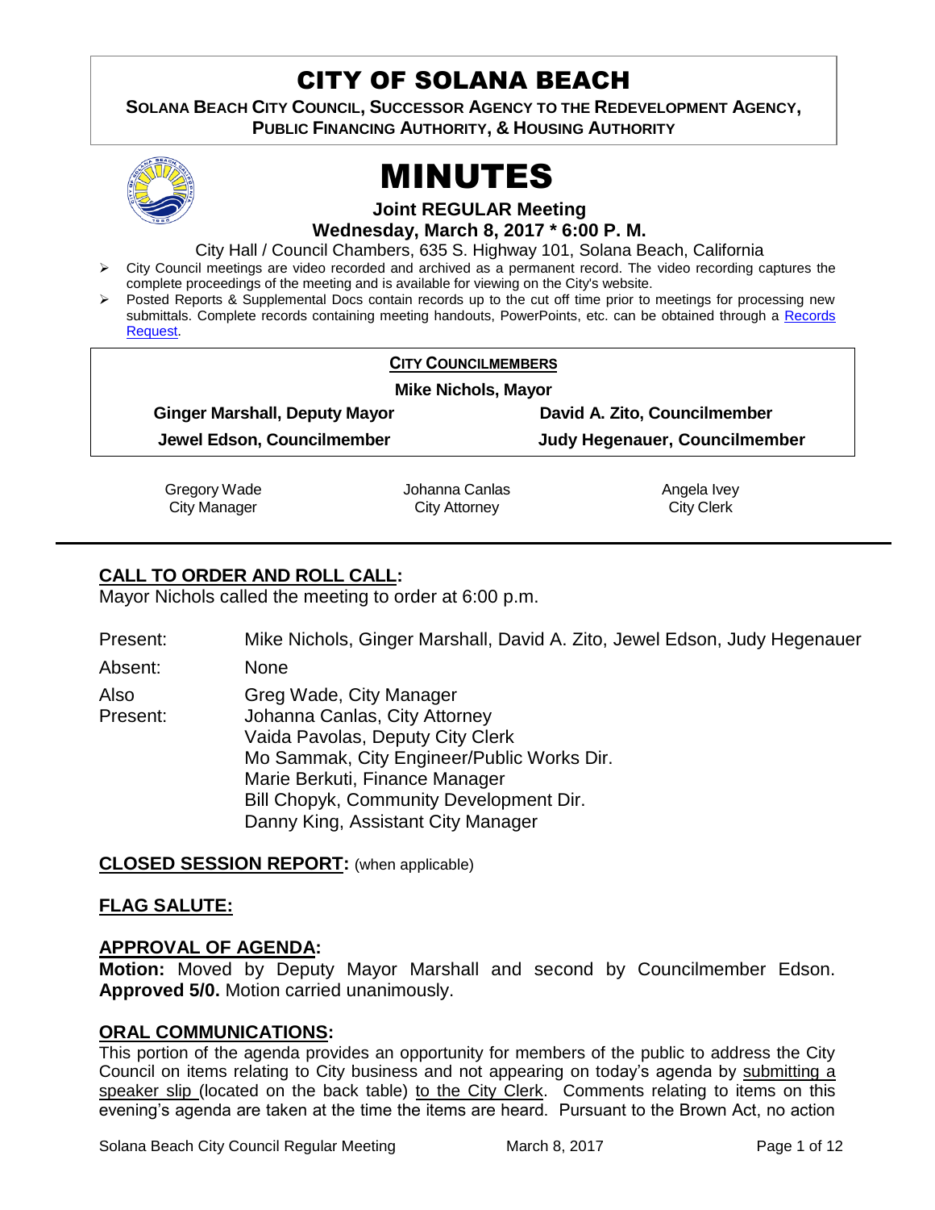# CITY OF SOLANA BEACH

**SOLANA BEACH CITY COUNCIL, SUCCESSOR AGENCY TO THE REDEVELOPMENT AGENCY, PUBLIC FINANCING AUTHORITY, & HOUSING AUTHORITY**

# MINUTES

**Joint REGULAR Meeting**
**Wednesday, March 8, 2017 * 6:00 P. M.**

City Hall / Council Chambers, 635 S. Highway 101, Solana Beach, California

- City Council meetings are video recorded and archived as a permanent record. The video recording captures the complete proceedings of the meeting and is available for viewing on the City's website.
- Posted Reports & Supplemental Docs contain records up to the cut off time prior to meetings for processing new submittals. Complete records containing meeting handouts, PowerPoints, etc. can be obtained through a Records Request.

**CITY COUNCILMEMBERS**

**Mike Nichols, Mayor**

| | |
|---|---|
| **Ginger Marshall, Deputy Mayor** | **David A. Zito, Councilmember** |
| **Jewel Edson, Councilmember** | **Judy Hegenauer, Councilmember** |

| Gregory Wade | Johanna Canlas | Angela Ivey |
|---|---|---|
| City Manager | City Attorney | City Clerk |

## CALL TO ORDER AND ROLL CALL:

Mayor Nichols called the meeting to order at 6:00 p.m.

Present: Mike Nichols, Ginger Marshall, David A. Zito, Jewel Edson, Judy Hegenauer

Absent: None

Also Present:
Greg Wade, City Manager
Johanna Canlas, City Attorney
Vaida Pavolas, Deputy City Clerk
Mo Sammak, City Engineer/Public Works Dir.
Marie Berkuti, Finance Manager
Bill Chopyk, Community Development Dir.
Danny King, Assistant City Manager

## CLOSED SESSION REPORT: (when applicable)

## FLAG SALUTE:

## APPROVAL OF AGENDA:

**Motion:** Moved by Deputy Mayor Marshall and second by Councilmember Edson. **Approved 5/0.** Motion carried unanimously.

## ORAL COMMUNICATIONS:

This portion of the agenda provides an opportunity for members of the public to address the City Council on items relating to City business and not appearing on today's agenda by submitting a speaker slip (located on the back table) to the City Clerk. Comments relating to items on this evening's agenda are taken at the time the items are heard. Pursuant to the Brown Act, no action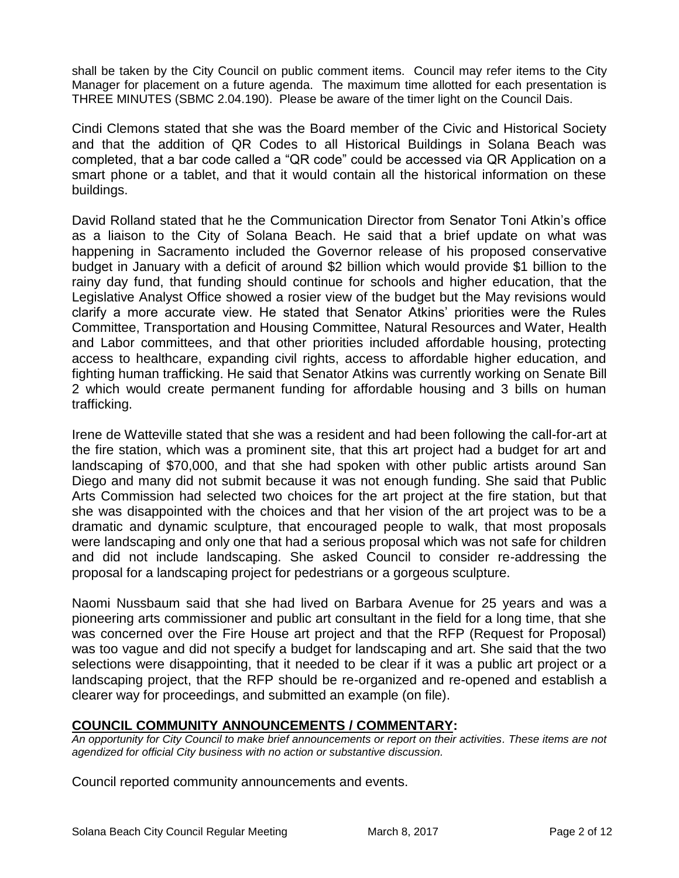shall be taken by the City Council on public comment items. Council may refer items to the City Manager for placement on a future agenda. The maximum time allotted for each presentation is THREE MINUTES (SBMC 2.04.190). Please be aware of the timer light on the Council Dais.

Cindi Clemons stated that she was the Board member of the Civic and Historical Society and that the addition of QR Codes to all Historical Buildings in Solana Beach was completed, that a bar code called a "QR code" could be accessed via QR Application on a smart phone or a tablet, and that it would contain all the historical information on these buildings.

David Rolland stated that he the Communication Director from Senator Toni Atkin's office as a liaison to the City of Solana Beach. He said that a brief update on what was happening in Sacramento included the Governor release of his proposed conservative budget in January with a deficit of around $2 billion which would provide $1 billion to the rainy day fund, that funding should continue for schools and higher education, that the Legislative Analyst Office showed a rosier view of the budget but the May revisions would clarify a more accurate view. He stated that Senator Atkins' priorities were the Rules Committee, Transportation and Housing Committee, Natural Resources and Water, Health and Labor committees, and that other priorities included affordable housing, protecting access to healthcare, expanding civil rights, access to affordable higher education, and fighting human trafficking. He said that Senator Atkins was currently working on Senate Bill 2 which would create permanent funding for affordable housing and 3 bills on human trafficking.

Irene de Watteville stated that she was a resident and had been following the call-for-art at the fire station, which was a prominent site, that this art project had a budget for art and landscaping of $70,000, and that she had spoken with other public artists around San Diego and many did not submit because it was not enough funding. She said that Public Arts Commission had selected two choices for the art project at the fire station, but that she was disappointed with the choices and that her vision of the art project was to be a dramatic and dynamic sculpture, that encouraged people to walk, that most proposals were landscaping and only one that had a serious proposal which was not safe for children and did not include landscaping. She asked Council to consider re-addressing the proposal for a landscaping project for pedestrians or a gorgeous sculpture.

Naomi Nussbaum said that she had lived on Barbara Avenue for 25 years and was a pioneering arts commissioner and public art consultant in the field for a long time, that she was concerned over the Fire House art project and that the RFP (Request for Proposal) was too vague and did not specify a budget for landscaping and art. She said that the two selections were disappointing, that it needed to be clear if it was a public art project or a landscaping project, that the RFP should be re-organized and re-opened and establish a clearer way for proceedings, and submitted an example (on file).

## COUNCIL COMMUNITY ANNOUNCEMENTS / COMMENTARY:

*An opportunity for City Council to make brief announcements or report on their activities. These items are not agendized for official City business with no action or substantive discussion.*

Council reported community announcements and events.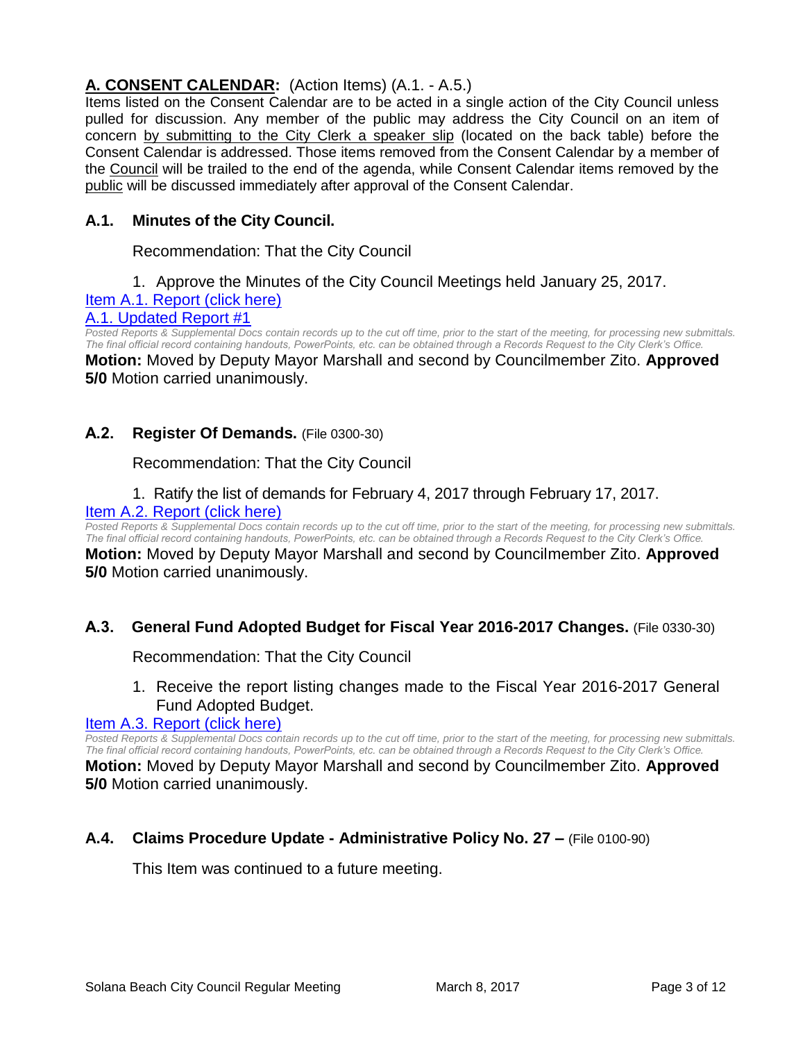## **A. CONSENT CALENDAR:** (Action Items) (A.1. - A.5.)

Items listed on the Consent Calendar are to be acted in a single action of the City Council unless pulled for discussion. Any member of the public may address the City Council on an item of concern by submitting to the City Clerk a speaker slip (located on the back table) before the Consent Calendar is addressed. Those items removed from the Consent Calendar by a member of the Council will be trailed to the end of the agenda, while Consent Calendar items removed by the public will be discussed immediately after approval of the Consent Calendar.

### **A.1. Minutes of the City Council.**

Recommendation: That the City Council

1. Approve the Minutes of the City Council Meetings held January 25, 2017.

Item A.1. Report (click here)

A.1. Updated Report #1

*Posted Reports & Supplemental Docs contain records up to the cut off time, prior to the start of the meeting, for processing new submittals. The final official record containing handouts, PowerPoints, etc. can be obtained through a Records Request to the City Clerk's Office.*

**Motion:** Moved by Deputy Mayor Marshall and second by Councilmember Zito. **Approved 5/0** Motion carried unanimously.

### **A.2. Register Of Demands.** (File 0300-30)

Recommendation: That the City Council

1. Ratify the list of demands for February 4, 2017 through February 17, 2017.

Item A.2. Report (click here)

*Posted Reports & Supplemental Docs contain records up to the cut off time, prior to the start of the meeting, for processing new submittals. The final official record containing handouts, PowerPoints, etc. can be obtained through a Records Request to the City Clerk's Office.*

**Motion:** Moved by Deputy Mayor Marshall and second by Councilmember Zito. **Approved 5/0** Motion carried unanimously.

### **A.3. General Fund Adopted Budget for Fiscal Year 2016-2017 Changes.** (File 0330-30)

Recommendation: That the City Council

1. Receive the report listing changes made to the Fiscal Year 2016-2017 General Fund Adopted Budget.

Item A.3. Report (click here)

*Posted Reports & Supplemental Docs contain records up to the cut off time, prior to the start of the meeting, for processing new submittals. The final official record containing handouts, PowerPoints, etc. can be obtained through a Records Request to the City Clerk's Office.*

**Motion:** Moved by Deputy Mayor Marshall and second by Councilmember Zito. **Approved 5/0** Motion carried unanimously.

### **A.4. Claims Procedure Update - Administrative Policy No. 27 –** (File 0100-90)

This Item was continued to a future meeting.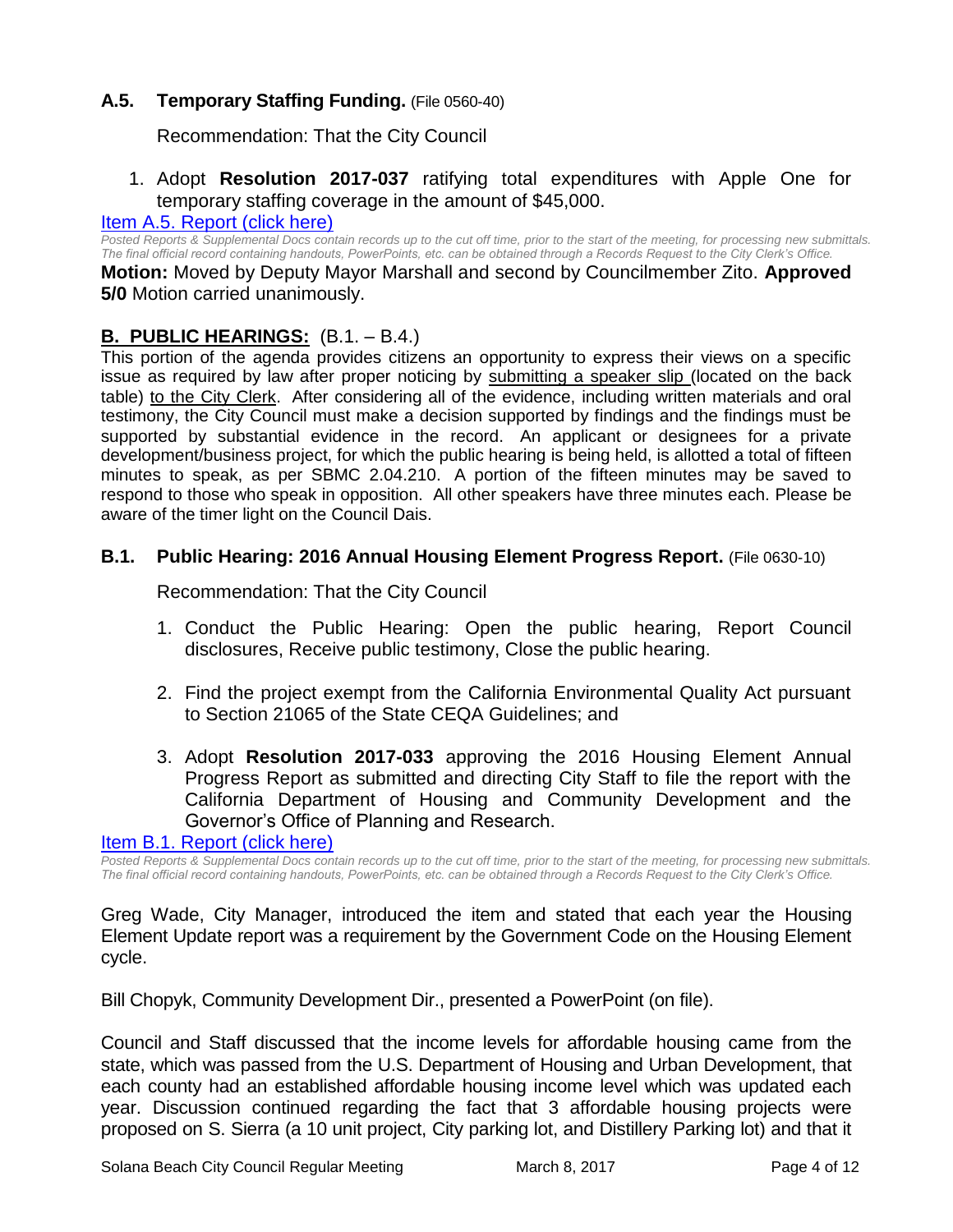### A.5. Temporary Staffing Funding. (File 0560-40)

Recommendation: That the City Council

1. Adopt **Resolution 2017-037** ratifying total expenditures with Apple One for temporary staffing coverage in the amount of $45,000.

[Item A.5. Report (click here)]

*Posted Reports & Supplemental Docs contain records up to the cut off time, prior to the start of the meeting, for processing new submittals. The final official record containing handouts, PowerPoints, etc. can be obtained through a Records Request to the City Clerk's Office.*

**Motion:** Moved by Deputy Mayor Marshall and second by Councilmember Zito. **Approved 5/0** Motion carried unanimously.

## B. PUBLIC HEARINGS: (B.1. – B.4.)

This portion of the agenda provides citizens an opportunity to express their views on a specific issue as required by law after proper noticing by submitting a speaker slip (located on the back table) to the City Clerk. After considering all of the evidence, including written materials and oral testimony, the City Council must make a decision supported by findings and the findings must be supported by substantial evidence in the record. An applicant or designees for a private development/business project, for which the public hearing is being held, is allotted a total of fifteen minutes to speak, as per SBMC 2.04.210. A portion of the fifteen minutes may be saved to respond to those who speak in opposition. All other speakers have three minutes each. Please be aware of the timer light on the Council Dais.

### B.1. Public Hearing: 2016 Annual Housing Element Progress Report. (File 0630-10)

Recommendation: That the City Council

1. Conduct the Public Hearing: Open the public hearing, Report Council disclosures, Receive public testimony, Close the public hearing.

2. Find the project exempt from the California Environmental Quality Act pursuant to Section 21065 of the State CEQA Guidelines; and

3. Adopt **Resolution 2017-033** approving the 2016 Housing Element Annual Progress Report as submitted and directing City Staff to file the report with the California Department of Housing and Community Development and the Governor's Office of Planning and Research.

[Item B.1. Report (click here)]

*Posted Reports & Supplemental Docs contain records up to the cut off time, prior to the start of the meeting, for processing new submittals. The final official record containing handouts, PowerPoints, etc. can be obtained through a Records Request to the City Clerk's Office.*

Greg Wade, City Manager, introduced the item and stated that each year the Housing Element Update report was a requirement by the Government Code on the Housing Element cycle.

Bill Chopyk, Community Development Dir., presented a PowerPoint (on file).

Council and Staff discussed that the income levels for affordable housing came from the state, which was passed from the U.S. Department of Housing and Urban Development, that each county had an established affordable housing income level which was updated each year. Discussion continued regarding the fact that 3 affordable housing projects were proposed on S. Sierra (a 10 unit project, City parking lot, and Distillery Parking lot) and that it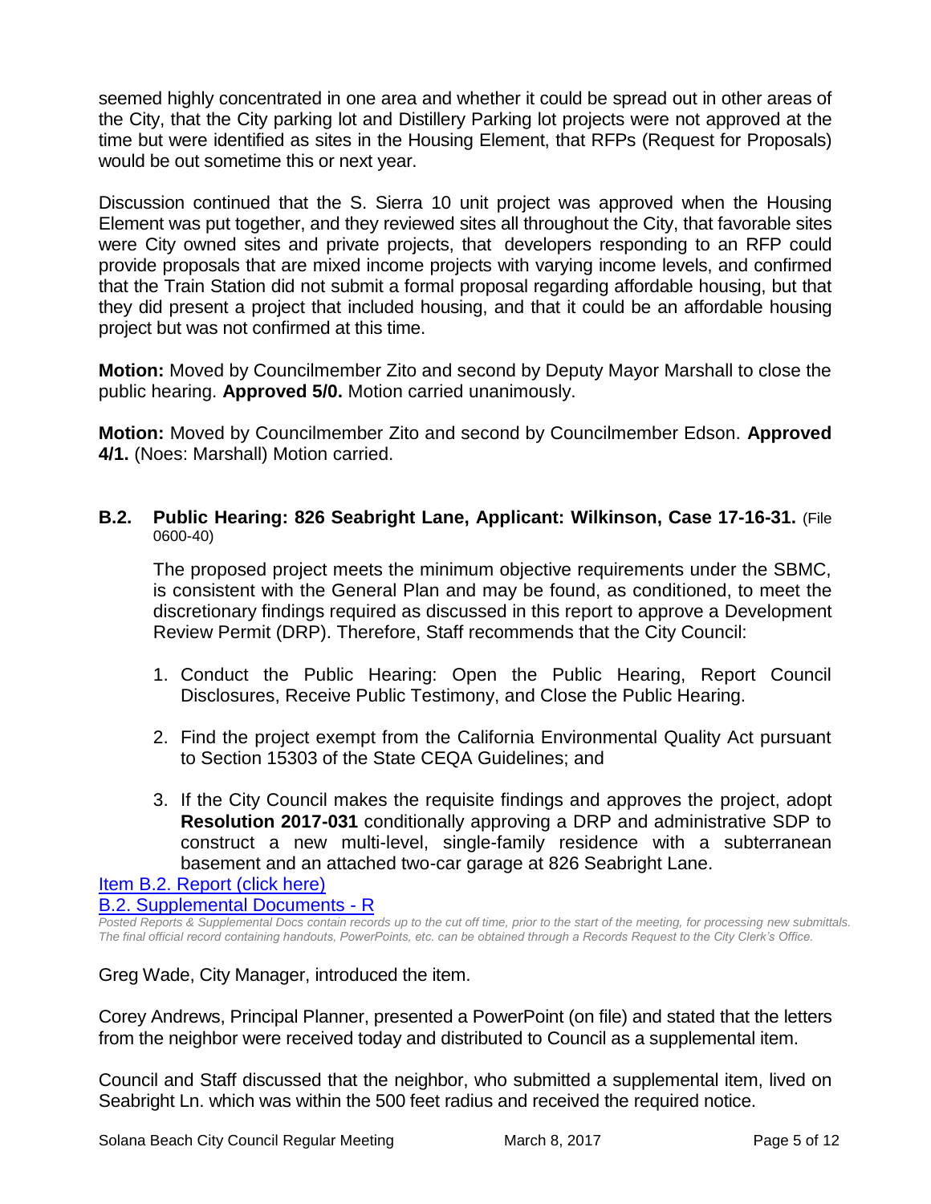seemed highly concentrated in one area and whether it could be spread out in other areas of the City, that the City parking lot and Distillery Parking lot projects were not approved at the time but were identified as sites in the Housing Element, that RFPs (Request for Proposals) would be out sometime this or next year.

Discussion continued that the S. Sierra 10 unit project was approved when the Housing Element was put together, and they reviewed sites all throughout the City, that favorable sites were City owned sites and private projects, that developers responding to an RFP could provide proposals that are mixed income projects with varying income levels, and confirmed that the Train Station did not submit a formal proposal regarding affordable housing, but that they did present a project that included housing, and that it could be an affordable housing project but was not confirmed at this time.

**Motion:** Moved by Councilmember Zito and second by Deputy Mayor Marshall to close the public hearing. **Approved 5/0.** Motion carried unanimously.

**Motion:** Moved by Councilmember Zito and second by Councilmember Edson. **Approved 4/1.** (Noes: Marshall) Motion carried.

**B.2. Public Hearing: 826 Seabright Lane, Applicant: Wilkinson, Case 17-16-31.** (File 0600-40)

The proposed project meets the minimum objective requirements under the SBMC, is consistent with the General Plan and may be found, as conditioned, to meet the discretionary findings required as discussed in this report to approve a Development Review Permit (DRP). Therefore, Staff recommends that the City Council:

1. Conduct the Public Hearing: Open the Public Hearing, Report Council Disclosures, Receive Public Testimony, and Close the Public Hearing.
2. Find the project exempt from the California Environmental Quality Act pursuant to Section 15303 of the State CEQA Guidelines; and
3. If the City Council makes the requisite findings and approves the project, adopt **Resolution 2017-031** conditionally approving a DRP and administrative SDP to construct a new multi-level, single-family residence with a subterranean basement and an attached two-car garage at 826 Seabright Lane.

Item B.2. Report (click here)

B.2. Supplemental Documents - R

*Posted Reports & Supplemental Docs contain records up to the cut off time, prior to the start of the meeting, for processing new submittals. The final official record containing handouts, PowerPoints, etc. can be obtained through a Records Request to the City Clerk's Office.*

Greg Wade, City Manager, introduced the item.

Corey Andrews, Principal Planner, presented a PowerPoint (on file) and stated that the letters from the neighbor were received today and distributed to Council as a supplemental item.

Council and Staff discussed that the neighbor, who submitted a supplemental item, lived on Seabright Ln. which was within the 500 feet radius and received the required notice.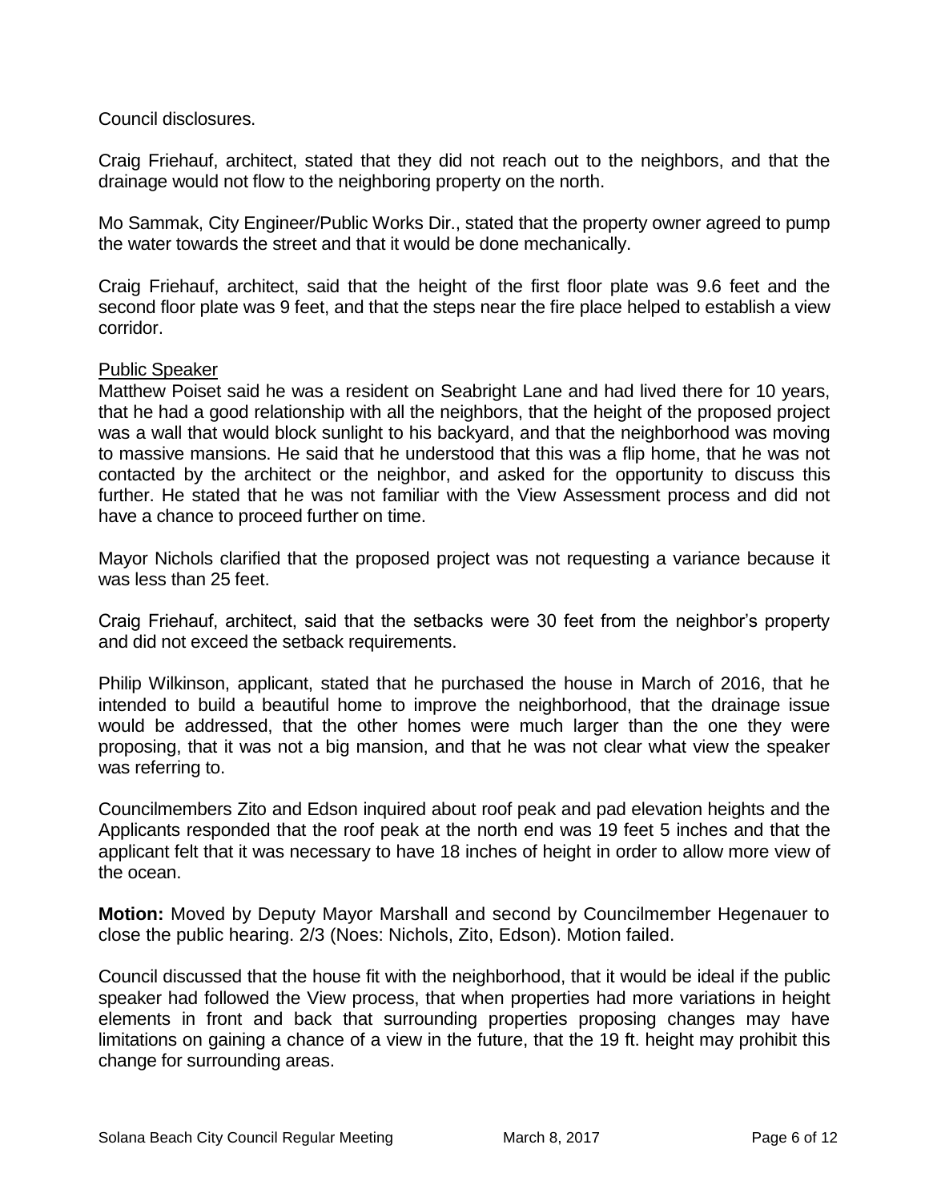Council disclosures.

Craig Friehauf, architect, stated that they did not reach out to the neighbors, and that the drainage would not flow to the neighboring property on the north.

Mo Sammak, City Engineer/Public Works Dir., stated that the property owner agreed to pump the water towards the street and that it would be done mechanically.

Craig Friehauf, architect, said that the height of the first floor plate was 9.6 feet and the second floor plate was 9 feet, and that the steps near the fire place helped to establish a view corridor.

<u>Public Speaker</u>

Matthew Poiset said he was a resident on Seabright Lane and had lived there for 10 years, that he had a good relationship with all the neighbors, that the height of the proposed project was a wall that would block sunlight to his backyard, and that the neighborhood was moving to massive mansions. He said that he understood that this was a flip home, that he was not contacted by the architect or the neighbor, and asked for the opportunity to discuss this further. He stated that he was not familiar with the View Assessment process and did not have a chance to proceed further on time.

Mayor Nichols clarified that the proposed project was not requesting a variance because it was less than 25 feet.

Craig Friehauf, architect, said that the setbacks were 30 feet from the neighbor's property and did not exceed the setback requirements.

Philip Wilkinson, applicant, stated that he purchased the house in March of 2016, that he intended to build a beautiful home to improve the neighborhood, that the drainage issue would be addressed, that the other homes were much larger than the one they were proposing, that it was not a big mansion, and that he was not clear what view the speaker was referring to.

Councilmembers Zito and Edson inquired about roof peak and pad elevation heights and the Applicants responded that the roof peak at the north end was 19 feet 5 inches and that the applicant felt that it was necessary to have 18 inches of height in order to allow more view of the ocean.

**Motion:** Moved by Deputy Mayor Marshall and second by Councilmember Hegenauer to close the public hearing. 2/3 (Noes: Nichols, Zito, Edson). Motion failed.

Council discussed that the house fit with the neighborhood, that it would be ideal if the public speaker had followed the View process, that when properties had more variations in height elements in front and back that surrounding properties proposing changes may have limitations on gaining a chance of a view in the future, that the 19 ft. height may prohibit this change for surrounding areas.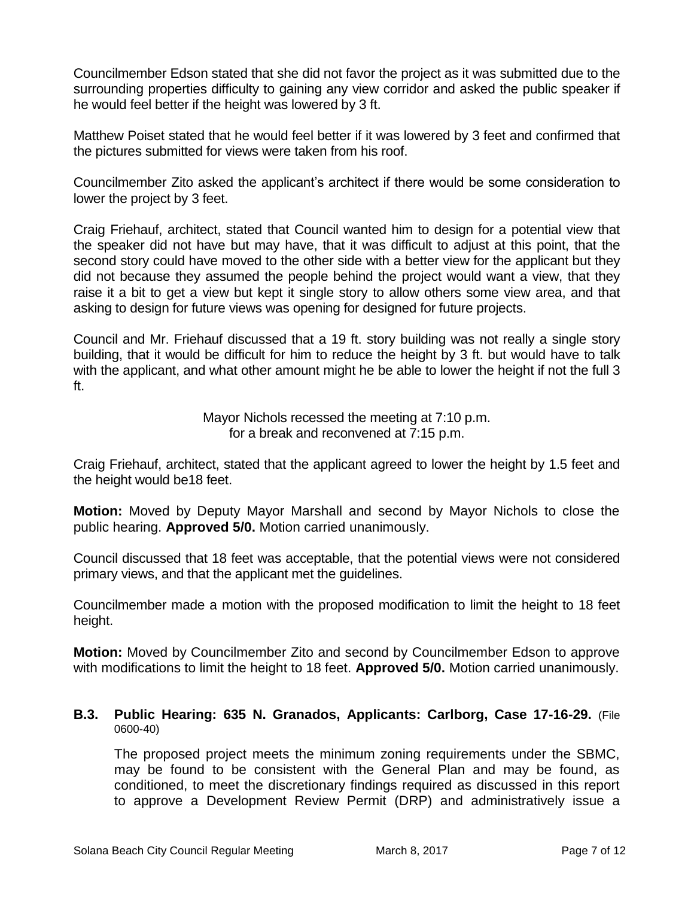Councilmember Edson stated that she did not favor the project as it was submitted due to the surrounding properties difficulty to gaining any view corridor and asked the public speaker if he would feel better if the height was lowered by 3 ft.

Matthew Poiset stated that he would feel better if it was lowered by 3 feet and confirmed that the pictures submitted for views were taken from his roof.

Councilmember Zito asked the applicant's architect if there would be some consideration to lower the project by 3 feet.

Craig Friehauf, architect, stated that Council wanted him to design for a potential view that the speaker did not have but may have, that it was difficult to adjust at this point, that the second story could have moved to the other side with a better view for the applicant but they did not because they assumed the people behind the project would want a view, that they raise it a bit to get a view but kept it single story to allow others some view area, and that asking to design for future views was opening for designed for future projects.

Council and Mr. Friehauf discussed that a 19 ft. story building was not really a single story building, that it would be difficult for him to reduce the height by 3 ft. but would have to talk with the applicant, and what other amount might he be able to lower the height if not the full 3 ft.

Mayor Nichols recessed the meeting at 7:10 p.m.
for a break and reconvened at 7:15 p.m.

Craig Friehauf, architect, stated that the applicant agreed to lower the height by 1.5 feet and the height would be18 feet.

**Motion:** Moved by Deputy Mayor Marshall and second by Mayor Nichols to close the public hearing. **Approved 5/0.** Motion carried unanimously.

Council discussed that 18 feet was acceptable, that the potential views were not considered primary views, and that the applicant met the guidelines.

Councilmember made a motion with the proposed modification to limit the height to 18 feet height.

**Motion:** Moved by Councilmember Zito and second by Councilmember Edson to approve with modifications to limit the height to 18 feet. **Approved 5/0.** Motion carried unanimously.

### B.3. Public Hearing: 635 N. Granados, Applicants: Carlborg, Case 17-16-29. (File 0600-40)

The proposed project meets the minimum zoning requirements under the SBMC, may be found to be consistent with the General Plan and may be found, as conditioned, to meet the discretionary findings required as discussed in this report to approve a Development Review Permit (DRP) and administratively issue a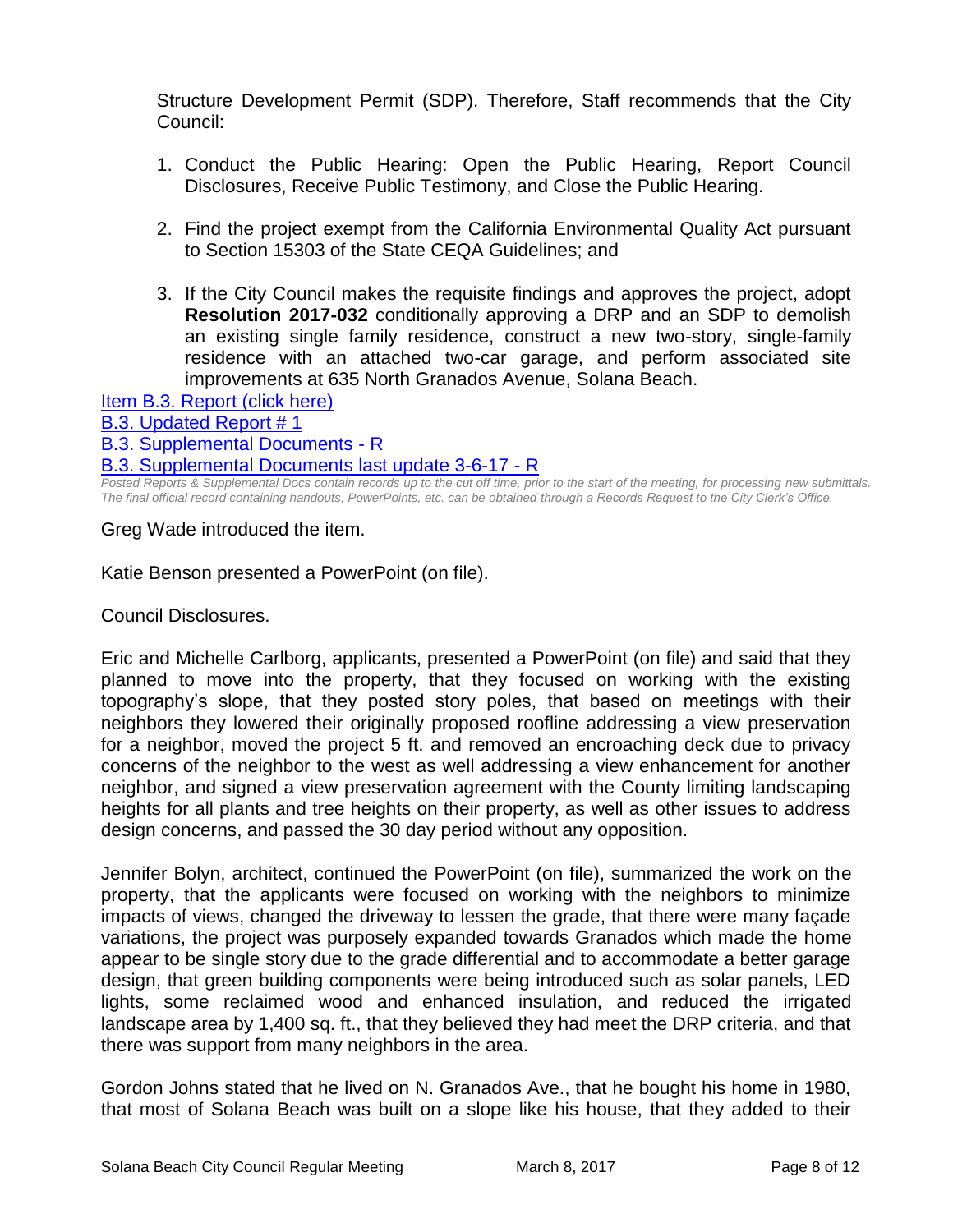Structure Development Permit (SDP). Therefore, Staff recommends that the City Council:

1. Conduct the Public Hearing: Open the Public Hearing, Report Council Disclosures, Receive Public Testimony, and Close the Public Hearing.

2. Find the project exempt from the California Environmental Quality Act pursuant to Section 15303 of the State CEQA Guidelines; and

3. If the City Council makes the requisite findings and approves the project, adopt **Resolution 2017-032** conditionally approving a DRP and an SDP to demolish an existing single family residence, construct a new two-story, single-family residence with an attached two-car garage, and perform associated site improvements at 635 North Granados Avenue, Solana Beach.

Item B.3. Report (click here)
B.3. Updated Report # 1
B.3. Supplemental Documents - R
B.3. Supplemental Documents last update 3-6-17 - R

*Posted Reports & Supplemental Docs contain records up to the cut off time, prior to the start of the meeting, for processing new submittals. The final official record containing handouts, PowerPoints, etc. can be obtained through a Records Request to the City Clerk's Office.*

Greg Wade introduced the item.

Katie Benson presented a PowerPoint (on file).

Council Disclosures.

Eric and Michelle Carlborg, applicants, presented a PowerPoint (on file) and said that they planned to move into the property, that they focused on working with the existing topography's slope, that they posted story poles, that based on meetings with their neighbors they lowered their originally proposed roofline addressing a view preservation for a neighbor, moved the project 5 ft. and removed an encroaching deck due to privacy concerns of the neighbor to the west as well addressing a view enhancement for another neighbor, and signed a view preservation agreement with the County limiting landscaping heights for all plants and tree heights on their property, as well as other issues to address design concerns, and passed the 30 day period without any opposition.

Jennifer Bolyn, architect, continued the PowerPoint (on file), summarized the work on the property, that the applicants were focused on working with the neighbors to minimize impacts of views, changed the driveway to lessen the grade, that there were many façade variations, the project was purposely expanded towards Granados which made the home appear to be single story due to the grade differential and to accommodate a better garage design, that green building components were being introduced such as solar panels, LED lights, some reclaimed wood and enhanced insulation, and reduced the irrigated landscape area by 1,400 sq. ft., that they believed they had meet the DRP criteria, and that there was support from many neighbors in the area.

Gordon Johns stated that he lived on N. Granados Ave., that he bought his home in 1980, that most of Solana Beach was built on a slope like his house, that they added to their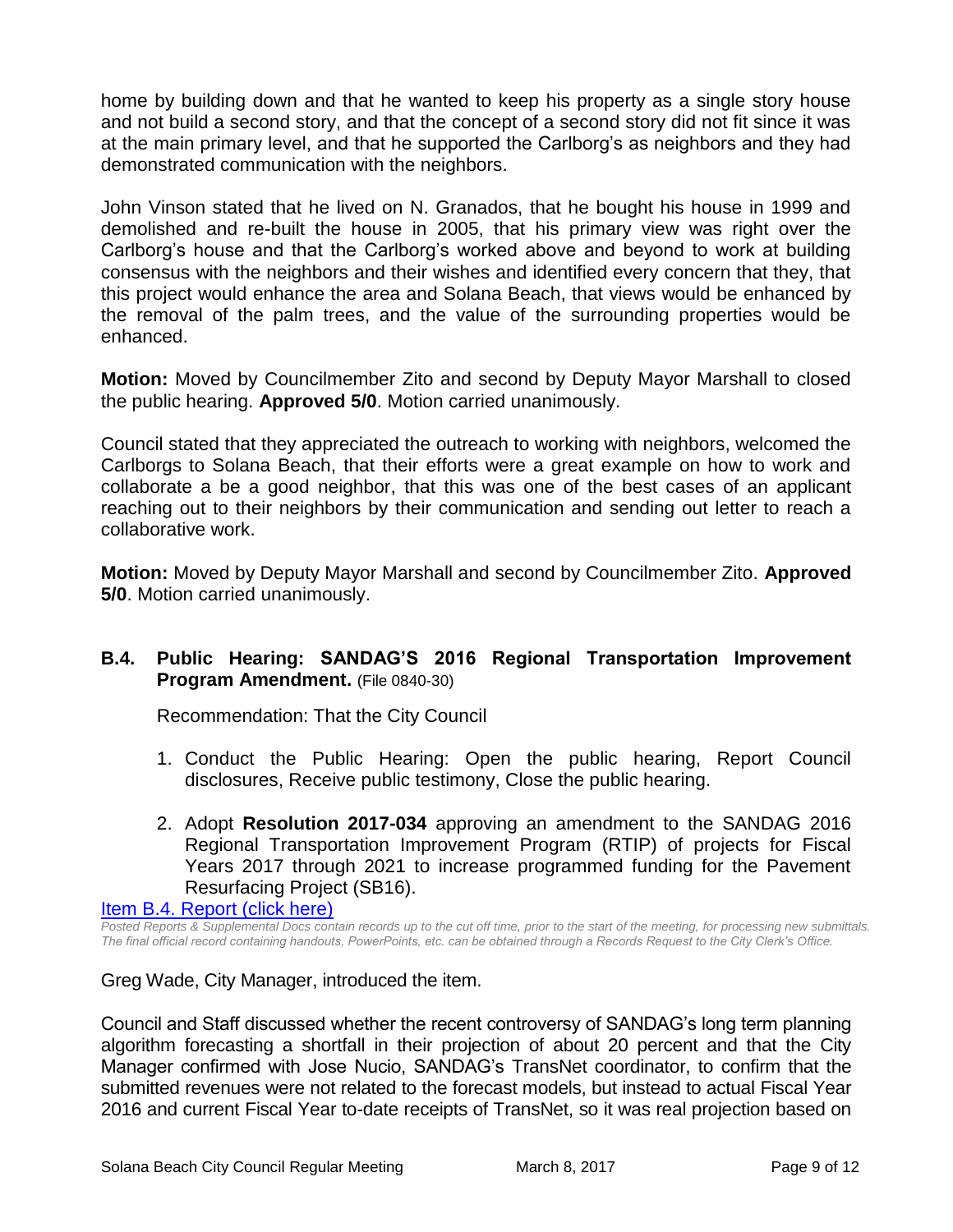home by building down and that he wanted to keep his property as a single story house and not build a second story, and that the concept of a second story did not fit since it was at the main primary level, and that he supported the Carlborg's as neighbors and they had demonstrated communication with the neighbors.

John Vinson stated that he lived on N. Granados, that he bought his house in 1999 and demolished and re-built the house in 2005, that his primary view was right over the Carlborg's house and that the Carlborg's worked above and beyond to work at building consensus with the neighbors and their wishes and identified every concern that they, that this project would enhance the area and Solana Beach, that views would be enhanced by the removal of the palm trees, and the value of the surrounding properties would be enhanced.

**Motion:** Moved by Councilmember Zito and second by Deputy Mayor Marshall to closed the public hearing. **Approved 5/0**. Motion carried unanimously.

Council stated that they appreciated the outreach to working with neighbors, welcomed the Carlborgs to Solana Beach, that their efforts were a great example on how to work and collaborate a be a good neighbor, that this was one of the best cases of an applicant reaching out to their neighbors by their communication and sending out letter to reach a collaborative work.

**Motion:** Moved by Deputy Mayor Marshall and second by Councilmember Zito. **Approved 5/0**. Motion carried unanimously.

### B.4. Public Hearing: SANDAG'S 2016 Regional Transportation Improvement Program Amendment. (File 0840-30)

Recommendation: That the City Council

1. Conduct the Public Hearing: Open the public hearing, Report Council disclosures, Receive public testimony, Close the public hearing.
2. Adopt **Resolution 2017-034** approving an amendment to the SANDAG 2016 Regional Transportation Improvement Program (RTIP) of projects for Fiscal Years 2017 through 2021 to increase programmed funding for the Pavement Resurfacing Project (SB16).

Item B.4. Report (click here)

*Posted Reports & Supplemental Docs contain records up to the cut off time, prior to the start of the meeting, for processing new submittals. The final official record containing handouts, PowerPoints, etc. can be obtained through a Records Request to the City Clerk's Office.*

Greg Wade, City Manager, introduced the item.

Council and Staff discussed whether the recent controversy of SANDAG's long term planning algorithm forecasting a shortfall in their projection of about 20 percent and that the City Manager confirmed with Jose Nucio, SANDAG's TransNet coordinator, to confirm that the submitted revenues were not related to the forecast models, but instead to actual Fiscal Year 2016 and current Fiscal Year to-date receipts of TransNet, so it was real projection based on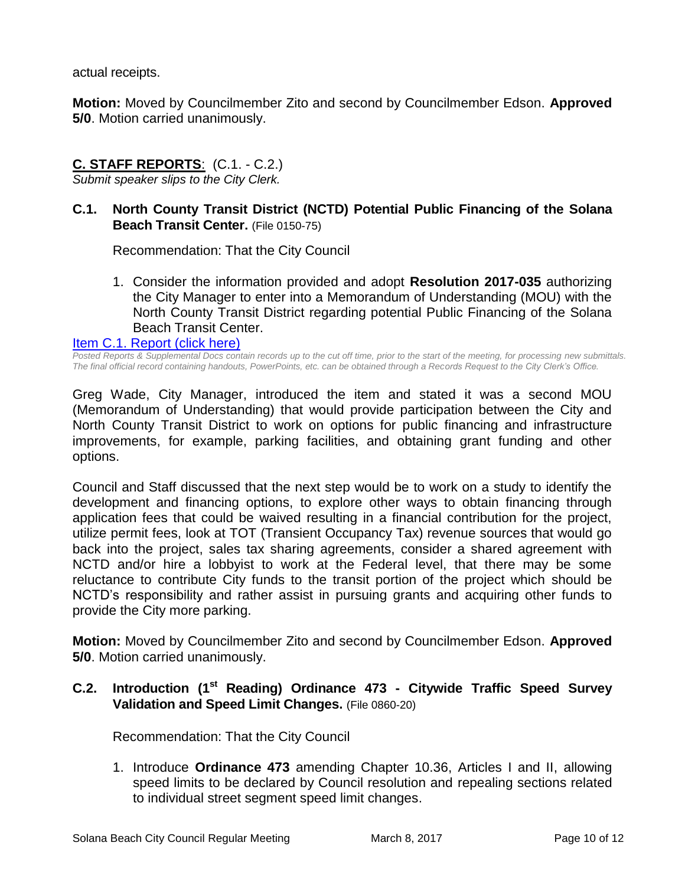actual receipts.

**Motion:** Moved by Councilmember Zito and second by Councilmember Edson. **Approved 5/0**. Motion carried unanimously.

## C. STAFF REPORTS: (C.1. - C.2.)

*Submit speaker slips to the City Clerk.*

### C.1. North County Transit District (NCTD) Potential Public Financing of the Solana Beach Transit Center. (File 0150-75)

Recommendation: That the City Council

1. Consider the information provided and adopt **Resolution 2017-035** authorizing the City Manager to enter into a Memorandum of Understanding (MOU) with the North County Transit District regarding potential Public Financing of the Solana Beach Transit Center.

[Item C.1. Report (click here)]

*Posted Reports & Supplemental Docs contain records up to the cut off time, prior to the start of the meeting, for processing new submittals. The final official record containing handouts, PowerPoints, etc. can be obtained through a Records Request to the City Clerk's Office.*

Greg Wade, City Manager, introduced the item and stated it was a second MOU (Memorandum of Understanding) that would provide participation between the City and North County Transit District to work on options for public financing and infrastructure improvements, for example, parking facilities, and obtaining grant funding and other options.

Council and Staff discussed that the next step would be to work on a study to identify the development and financing options, to explore other ways to obtain financing through application fees that could be waived resulting in a financial contribution for the project, utilize permit fees, look at TOT (Transient Occupancy Tax) revenue sources that would go back into the project, sales tax sharing agreements, consider a shared agreement with NCTD and/or hire a lobbyist to work at the Federal level, that there may be some reluctance to contribute City funds to the transit portion of the project which should be NCTD's responsibility and rather assist in pursuing grants and acquiring other funds to provide the City more parking.

**Motion:** Moved by Councilmember Zito and second by Councilmember Edson. **Approved 5/0**. Motion carried unanimously.

### C.2. Introduction (1st Reading) Ordinance 473 - Citywide Traffic Speed Survey Validation and Speed Limit Changes. (File 0860-20)

Recommendation: That the City Council

1. Introduce **Ordinance 473** amending Chapter 10.36, Articles I and II, allowing speed limits to be declared by Council resolution and repealing sections related to individual street segment speed limit changes.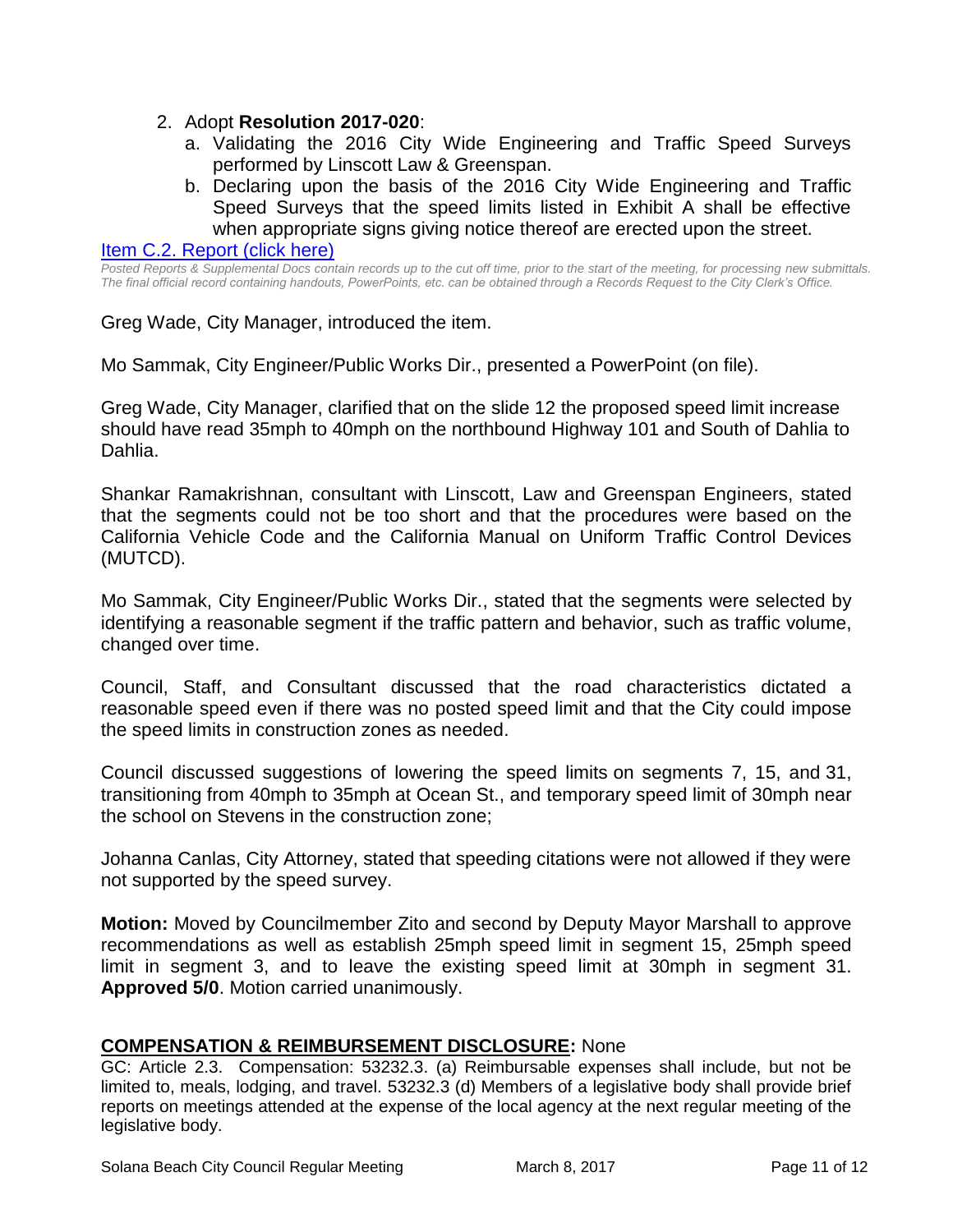2. Adopt **Resolution 2017-020**:
   a. Validating the 2016 City Wide Engineering and Traffic Speed Surveys performed by Linscott Law & Greenspan.
   b. Declaring upon the basis of the 2016 City Wide Engineering and Traffic Speed Surveys that the speed limits listed in Exhibit A shall be effective when appropriate signs giving notice thereof are erected upon the street.

[Item C.2. Report (click here)](#)

*Posted Reports & Supplemental Docs contain records up to the cut off time, prior to the start of the meeting, for processing new submittals. The final official record containing handouts, PowerPoints, etc. can be obtained through a Records Request to the City Clerk's Office.*

Greg Wade, City Manager, introduced the item.

Mo Sammak, City Engineer/Public Works Dir., presented a PowerPoint (on file).

Greg Wade, City Manager, clarified that on the slide 12 the proposed speed limit increase should have read 35mph to 40mph on the northbound Highway 101 and South of Dahlia to Dahlia.

Shankar Ramakrishnan, consultant with Linscott, Law and Greenspan Engineers, stated that the segments could not be too short and that the procedures were based on the California Vehicle Code and the California Manual on Uniform Traffic Control Devices (MUTCD).

Mo Sammak, City Engineer/Public Works Dir., stated that the segments were selected by identifying a reasonable segment if the traffic pattern and behavior, such as traffic volume, changed over time.

Council, Staff, and Consultant discussed that the road characteristics dictated a reasonable speed even if there was no posted speed limit and that the City could impose the speed limits in construction zones as needed.

Council discussed suggestions of lowering the speed limits on segments 7, 15, and 31, transitioning from 40mph to 35mph at Ocean St., and temporary speed limit of 30mph near the school on Stevens in the construction zone;

Johanna Canlas, City Attorney, stated that speeding citations were not allowed if they were not supported by the speed survey.

**Motion:** Moved by Councilmember Zito and second by Deputy Mayor Marshall to approve recommendations as well as establish 25mph speed limit in segment 15, 25mph speed limit in segment 3, and to leave the existing speed limit at 30mph in segment 31. **Approved 5/0**. Motion carried unanimously.

## COMPENSATION & REIMBURSEMENT DISCLOSURE: None

GC: Article 2.3. Compensation: 53232.3. (a) Reimbursable expenses shall include, but not be limited to, meals, lodging, and travel. 53232.3 (d) Members of a legislative body shall provide brief reports on meetings attended at the expense of the local agency at the next regular meeting of the legislative body.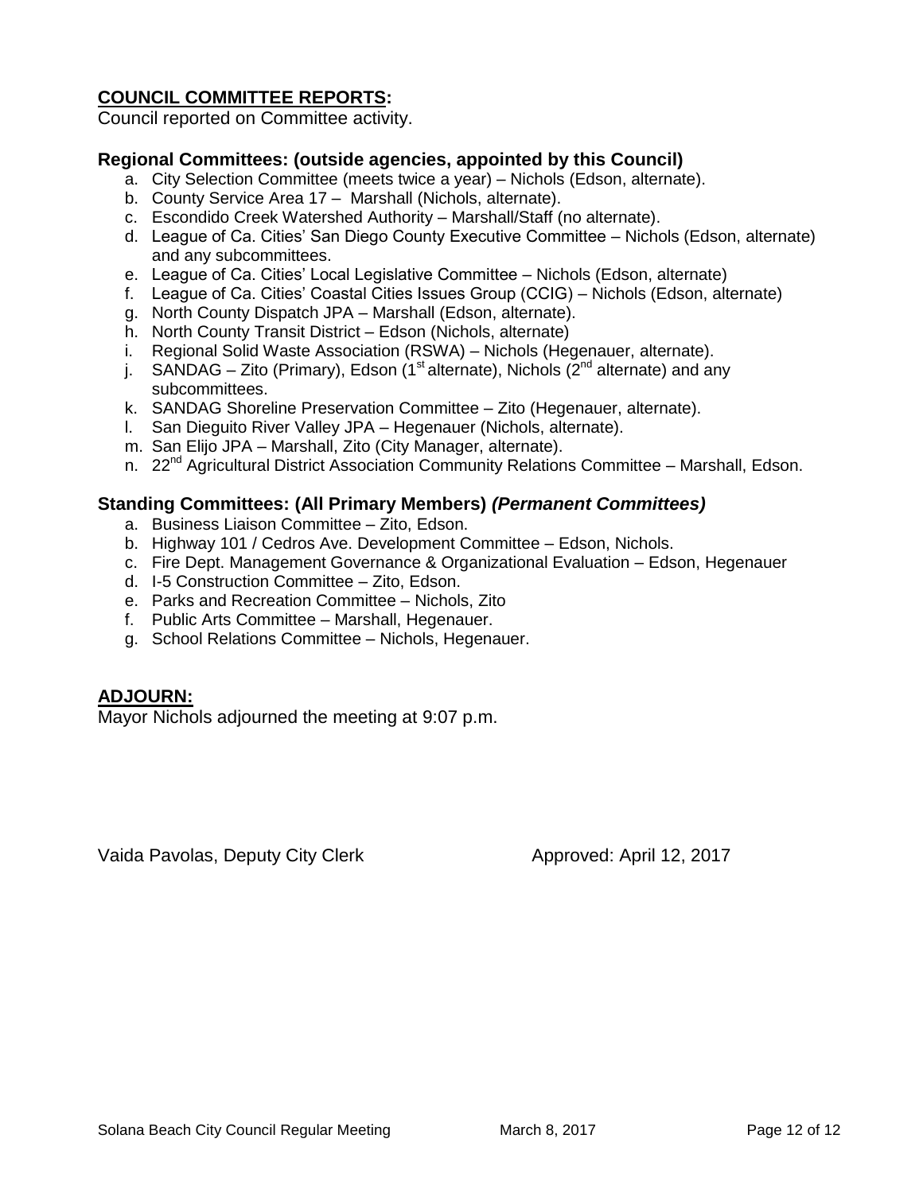**COUNCIL COMMITTEE REPORTS:**

Council reported on Committee activity.

### Regional Committees: (outside agencies, appointed by this Council)

a. City Selection Committee (meets twice a year) – Nichols (Edson, alternate).
b. County Service Area 17 – Marshall (Nichols, alternate).
c. Escondido Creek Watershed Authority – Marshall/Staff (no alternate).
d. League of Ca. Cities' San Diego County Executive Committee – Nichols (Edson, alternate) and any subcommittees.
e. League of Ca. Cities' Local Legislative Committee – Nichols (Edson, alternate)
f. League of Ca. Cities' Coastal Cities Issues Group (CCIG) – Nichols (Edson, alternate)
g. North County Dispatch JPA – Marshall (Edson, alternate).
h. North County Transit District – Edson (Nichols, alternate)
i. Regional Solid Waste Association (RSWA) – Nichols (Hegenauer, alternate).
j. SANDAG – Zito (Primary), Edson (1st alternate), Nichols (2nd alternate) and any subcommittees.
k. SANDAG Shoreline Preservation Committee – Zito (Hegenauer, alternate).
l. San Dieguito River Valley JPA – Hegenauer (Nichols, alternate).
m. San Elijo JPA – Marshall, Zito (City Manager, alternate).
n. 22nd Agricultural District Association Community Relations Committee – Marshall, Edson.

### Standing Committees: (All Primary Members) *(Permanent Committees)*

a. Business Liaison Committee – Zito, Edson.
b. Highway 101 / Cedros Ave. Development Committee – Edson, Nichols.
c. Fire Dept. Management Governance & Organizational Evaluation – Edson, Hegenauer
d. I-5 Construction Committee – Zito, Edson.
e. Parks and Recreation Committee – Nichols, Zito
f. Public Arts Committee – Marshall, Hegenauer.
g. School Relations Committee – Nichols, Hegenauer.

**ADJOURN:**

Mayor Nichols adjourned the meeting at 9:07 p.m.

Vaida Pavolas, Deputy City Clerk    Approved: April 12, 2017